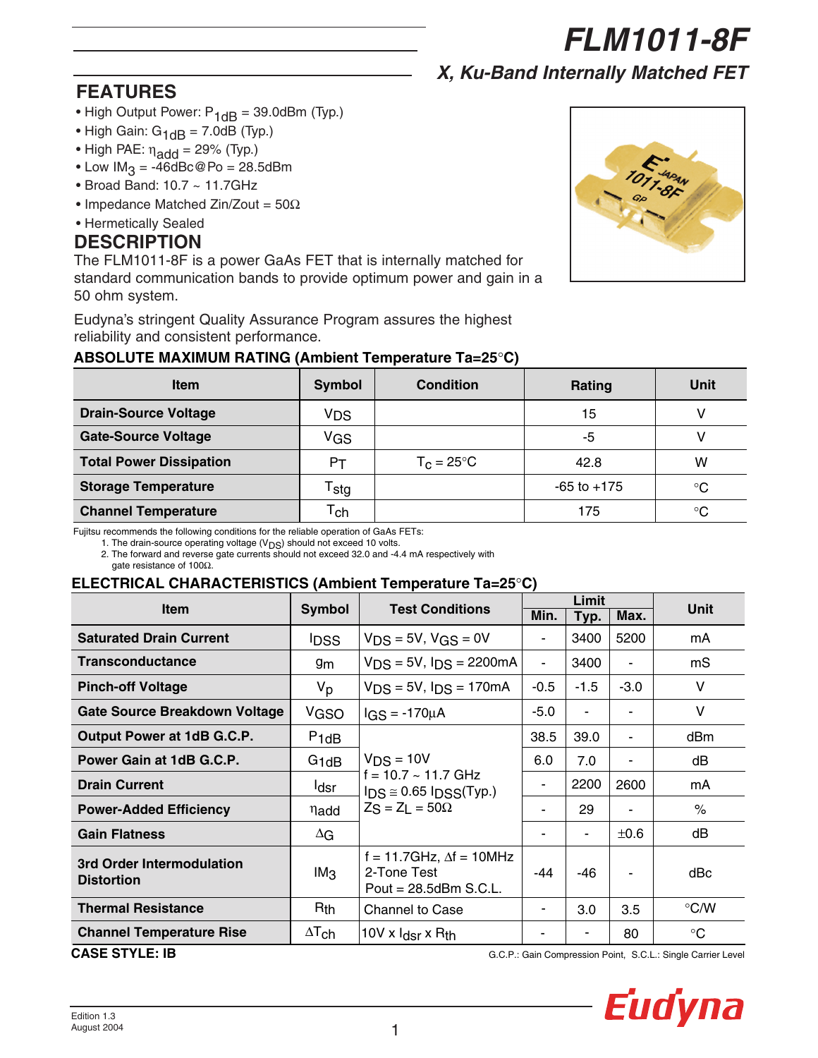# FLM1011-8F

## X, Ku-Band Internally Matched FET

## FEATURES

- High Output Power: $P_{1dB}$ = 39.0dBm (Typ.)
- High Gain: $G_{1dB}$ = 7.0dB (Typ.)
- High PAE: $\eta_{add}$ = 29% (Typ.)
- Low $IM_3$ = -46dBc@Po = 28.5dBm
- Broad Band: 10.7 ~ 11.7GHz
- Impedance Matched Zin/Zout = 50Ω
- Hermetically Sealed

## DESCRIPTION

The FLM1011-8F is a power GaAs FET that is internally matched for standard communication bands to provide optimum power and gain in a 50 ohm system.

Eudyna's stringent Quality Assurance Program assures the highest reliability and consistent performance.

### ABSOLUTE MAXIMUM RATING (Ambient Temperature Ta=25°C)

| Item | Symbol | Condition | Rating | Unit |
|---|---|---|---|---|
| Drain-Source Voltage | $V_{DS}$ | | 15 | V |
| Gate-Source Voltage | $V_{GS}$ | | -5 | V |
| Total Power Dissipation | $P_T$ | $T_c$ = 25°C | 42.8 | W |
| Storage Temperature | $T_{stg}$ | | -65 to +175 | °C |
| Channel Temperature | $T_{ch}$ | | 175 | °C |

Fujitsu recommends the following conditions for the reliable operation of GaAs FETs:
1. The drain-source operating voltage ($V_{DS}$) should not exceed 10 volts.
2. The forward and reverse gate currents should not exceed 32.0 and -4.4 mA respectively with gate resistance of 100Ω.

### ELECTRICAL CHARACTERISTICS (Ambient Temperature Ta=25°C)

| Item | Symbol | Test Conditions | Limit | | | Unit |
|---|---|---|---|---|---|---|
| | | | Min. | Typ. | Max. | |
| Saturated Drain Current | $I_{DSS}$ | $V_{DS}$ = 5V, $V_{GS}$ = 0V | - | 3400 | 5200 | mA |
| Transconductance | $g_m$ | $V_{DS}$ = 5V, $I_{DS}$ = 2200mA | - | 3400 | - | mS |
| Pinch-off Voltage | $V_p$ | $V_{DS}$ = 5V, $I_{DS}$ = 170mA | -0.5 | -1.5 | -3.0 | V |
| Gate Source Breakdown Voltage | $V_{GSO}$ | $I_{GS}$ = -170μA | -5.0 | - | - | V |
| Output Power at 1dB G.C.P. | $P_{1dB}$ | $V_{DS}$ = 10V, f = 10.7 ~ 11.7 GHz, $I_{DS} \cong 0.65\ I_{DSS}$(Typ.), $Z_S = Z_L$ = 50Ω | 38.5 | 39.0 | - | dBm |
| Power Gain at 1dB G.C.P. | $G_{1dB}$ | | 6.0 | 7.0 | - | dB |
| Drain Current | $I_{dsr}$ | | - | 2200 | 2600 | mA |
| Power-Added Efficiency | $\eta_{add}$ | | - | 29 | - | % |
| Gain Flatness | $\Delta G$ | | - | - | ±0.6 | dB |
| 3rd Order Intermodulation Distortion | $IM_3$ | f = 11.7GHz, Δf = 10MHz 2-Tone Test Pout = 28.5dBm S.C.L. | -44 | -46 | - | dBc |
| Thermal Resistance | $R_{th}$ | Channel to Case | - | 3.0 | 3.5 | °C/W |
| Channel Temperature Rise | $\Delta T_{ch}$ | 10V x $I_{dsr}$ x $R_{th}$ | - | - | 80 | °C |

**CASE STYLE: IB**

G.C.P.: Gain Compression Point, S.C.L.: Single Carrier Level

Edition 1.3
August 2004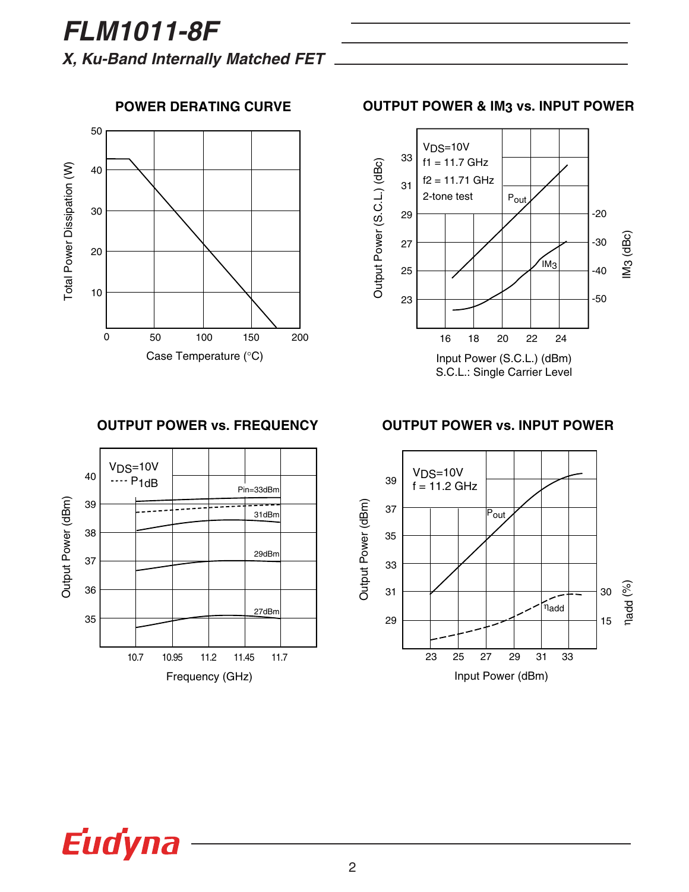# FLM1011-8F

*X, Ku-Band Internally Matched FET*

## POWER DERATING CURVE

Total Power Dissipation (W)

Case Temperature (°C)

## OUTPUT POWER & IM3 vs. INPUT POWER

$V_{DS}$=10V
f1 = 11.7 GHz
f2 = 11.71 GHz
2-tone test

$P_{out}$

$IM_3$

Output Power (S.C.L.) (dBc)

$IM_3$ (dBc)

Input Power (S.C.L.) (dBm)
S.C.L.: Single Carrier Level

## OUTPUT POWER vs. FREQUENCY

$V_{DS}$=10V
---- $P_{1dB}$

Pin=33dBm
31dBm
29dBm
27dBm

Output Power (dBm)

Frequency (GHz)

## OUTPUT POWER vs. INPUT POWER

$V_{DS}$=10V
f = 11.2 GHz

$P_{out}$

$\eta_{add}$

Output Power (dBm)

$\eta_{add}$ (%)

Input Power (dBm)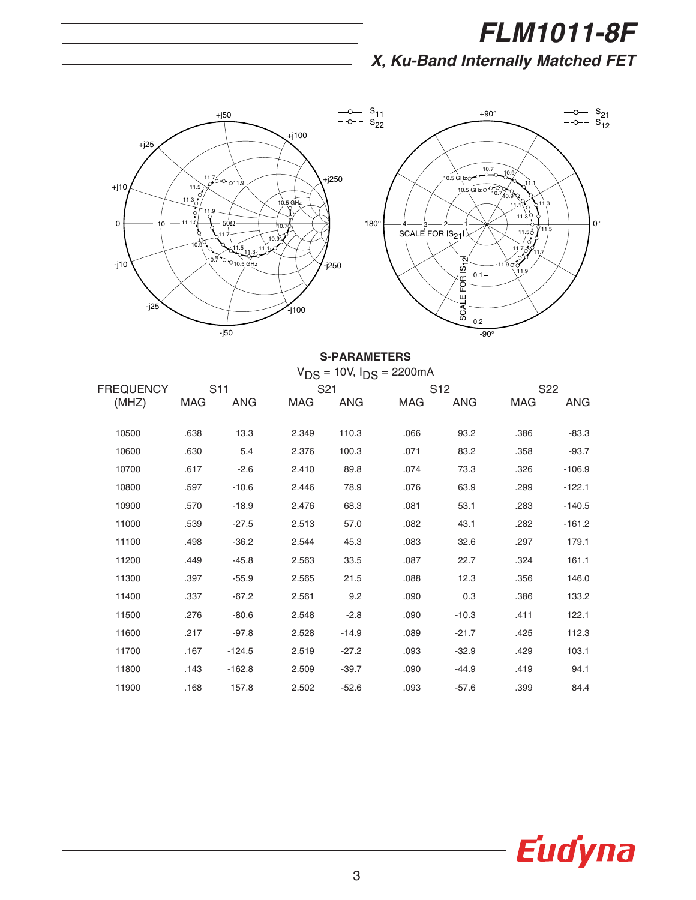# FLM1011-8F

## X, Ku-Band Internally Matched FET

**S-PARAMETERS**

$V_{DS}$ = 10V, $I_{DS}$ = 2200mA

| FREQUENCY (MHZ) | S11 MAG | S11 ANG | S21 MAG | S21 ANG | S12 MAG | S12 ANG | S22 MAG | S22 ANG |
|---|---|---|---|---|---|---|---|---|
| 10500 | .638 | 13.3 | 2.349 | 110.3 | .066 | 93.2 | .386 | -83.3 |
| 10600 | .630 | 5.4 | 2.376 | 100.3 | .071 | 83.2 | .358 | -93.7 |
| 10700 | .617 | -2.6 | 2.410 | 89.8 | .074 | 73.3 | .326 | -106.9 |
| 10800 | .597 | -10.6 | 2.446 | 78.9 | .076 | 63.9 | .299 | -122.1 |
| 10900 | .570 | -18.9 | 2.476 | 68.3 | .081 | 53.1 | .283 | -140.5 |
| 11000 | .539 | -27.5 | 2.513 | 57.0 | .082 | 43.1 | .282 | -161.2 |
| 11100 | .498 | -36.2 | 2.544 | 45.3 | .083 | 32.6 | .297 | 179.1 |
| 11200 | .449 | -45.8 | 2.563 | 33.5 | .087 | 22.7 | .324 | 161.1 |
| 11300 | .397 | -55.9 | 2.565 | 21.5 | .088 | 12.3 | .356 | 146.0 |
| 11400 | .337 | -67.2 | 2.561 | 9.2 | .090 | 0.3 | .386 | 133.2 |
| 11500 | .276 | -80.6 | 2.548 | -2.8 | .090 | -10.3 | .411 | 122.1 |
| 11600 | .217 | -97.8 | 2.528 | -14.9 | .089 | -21.7 | .425 | 112.3 |
| 11700 | .167 | -124.5 | 2.519 | -27.2 | .093 | -32.9 | .429 | 103.1 |
| 11800 | .143 | -162.8 | 2.509 | -39.7 | .090 | -44.9 | .419 | 94.1 |
| 11900 | .168 | 157.8 | 2.502 | -52.6 | .093 | -57.6 | .399 | 84.4 |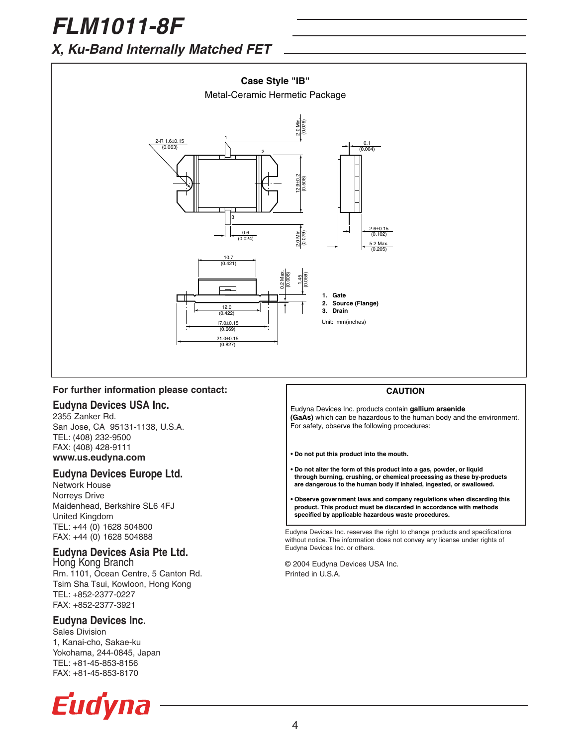# FLM1011-8F

## X, Ku-Band Internally Matched FET

**Case Style "IB"**

Metal-Ceramic Hermetic Package

2-R 1.6±0.15 (0.063)
1
2
3
2.0 Min. (0.079)
12.9±0.2 (0.508)
2.0 Min. (0.079)
0.6 (0.024)
0.1 (0.004)
2.6±0.15 (0.102)
5.2 Max. (0.205)
10.7 (0.421)
0.2 Max. (0.008)
1.45 (0.059)
12.0 (0.422)
17.0±0.15 (0.669)
21.0±0.15 (0.827)

1. **Gate**
2. **Source (Flange)**
3. **Drain**

Unit: mm(inches)

**For further information please contact:**

### Eudyna Devices USA Inc.

2355 Zanker Rd.
San Jose, CA 95131-1138, U.S.A.
TEL: (408) 232-9500
FAX: (408) 428-9111
**www.us.eudyna.com**

### Eudyna Devices Europe Ltd.

Network House
Norreys Drive
Maidenhead, Berkshire SL6 4FJ
United Kingdom
TEL: +44 (0) 1628 504800
FAX: +44 (0) 1628 504888

### Eudyna Devices Asia Pte Ltd.

Hong Kong Branch
Rm. 1101, Ocean Centre, 5 Canton Rd.
Tsim Sha Tsui, Kowloon, Hong Kong
TEL: +852-2377-0227
FAX: +852-2377-3921

### Eudyna Devices Inc.

Sales Division
1, Kanai-cho, Sakae-ku
Yokohama, 244-0845, Japan
TEL: +81-45-853-8156
FAX: +81-45-853-8170

**CAUTION**

Eudyna Devices Inc. products contain **gallium arsenide (GaAs)** which can be hazardous to the human body and the environment. For safety, observe the following procedures:

- **Do not put this product into the mouth.**
- **Do not alter the form of this product into a gas, powder, or liquid through burning, crushing, or chemical processing as these by-products are dangerous to the human body if inhaled, ingested, or swallowed.**
- **Observe government laws and company regulations when discarding this product. This product must be discarded in accordance with methods specified by applicable hazardous waste procedures.**

Eudyna Devices Inc. reserves the right to change products and specifications without notice. The information does not convey any license under rights of Eudyna Devices Inc. or others.

© 2004 Eudyna Devices USA Inc.
Printed in U.S.A.

Eudyna